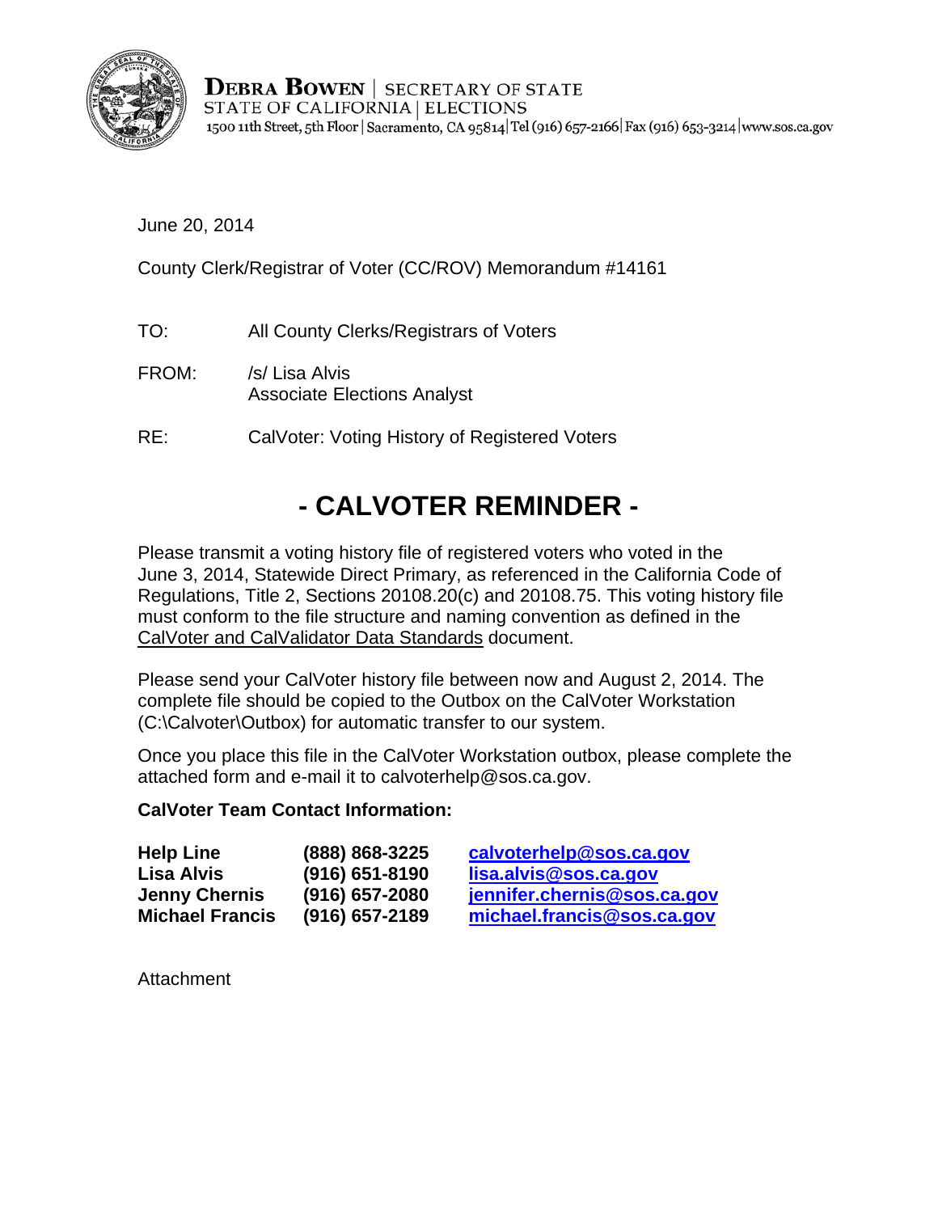**DEBRA BOWEN** | SECRETARY OF STATE
STATE OF CALIFORNIA | ELECTIONS
1500 11th Street, 5th Floor | Sacramento, CA 95814 | Tel (916) 657-2166 | Fax (916) 653-3214 | www.sos.ca.gov

June 20, 2014

County Clerk/Registrar of Voter (CC/ROV) Memorandum #14161

TO: All County Clerks/Registrars of Voters

FROM: /s/ Lisa Alvis
Associate Elections Analyst

RE: CalVoter: Voting History of Registered Voters

# - CALVOTER REMINDER -

Please transmit a voting history file of registered voters who voted in the June 3, 2014, Statewide Direct Primary, as referenced in the California Code of Regulations, Title 2, Sections 20108.20(c) and 20108.75. This voting history file must conform to the file structure and naming convention as defined in the CalVoter and CalValidator Data Standards document.

Please send your CalVoter history file between now and August 2, 2014. The complete file should be copied to the Outbox on the CalVoter Workstation (C:\Calvoter\Outbox) for automatic transfer to our system.

Once you place this file in the CalVoter Workstation outbox, please complete the attached form and e-mail it to calvoterhelp@sos.ca.gov.

**CalVoter Team Contact Information:**

| | | |
|---|---|---|
| **Help Line** | **(888) 868-3225** | **calvoterhelp@sos.ca.gov** |
| **Lisa Alvis** | **(916) 651-8190** | **lisa.alvis@sos.ca.gov** |
| **Jenny Chernis** | **(916) 657-2080** | **jennifer.chernis@sos.ca.gov** |
| **Michael Francis** | **(916) 657-2189** | **michael.francis@sos.ca.gov** |

Attachment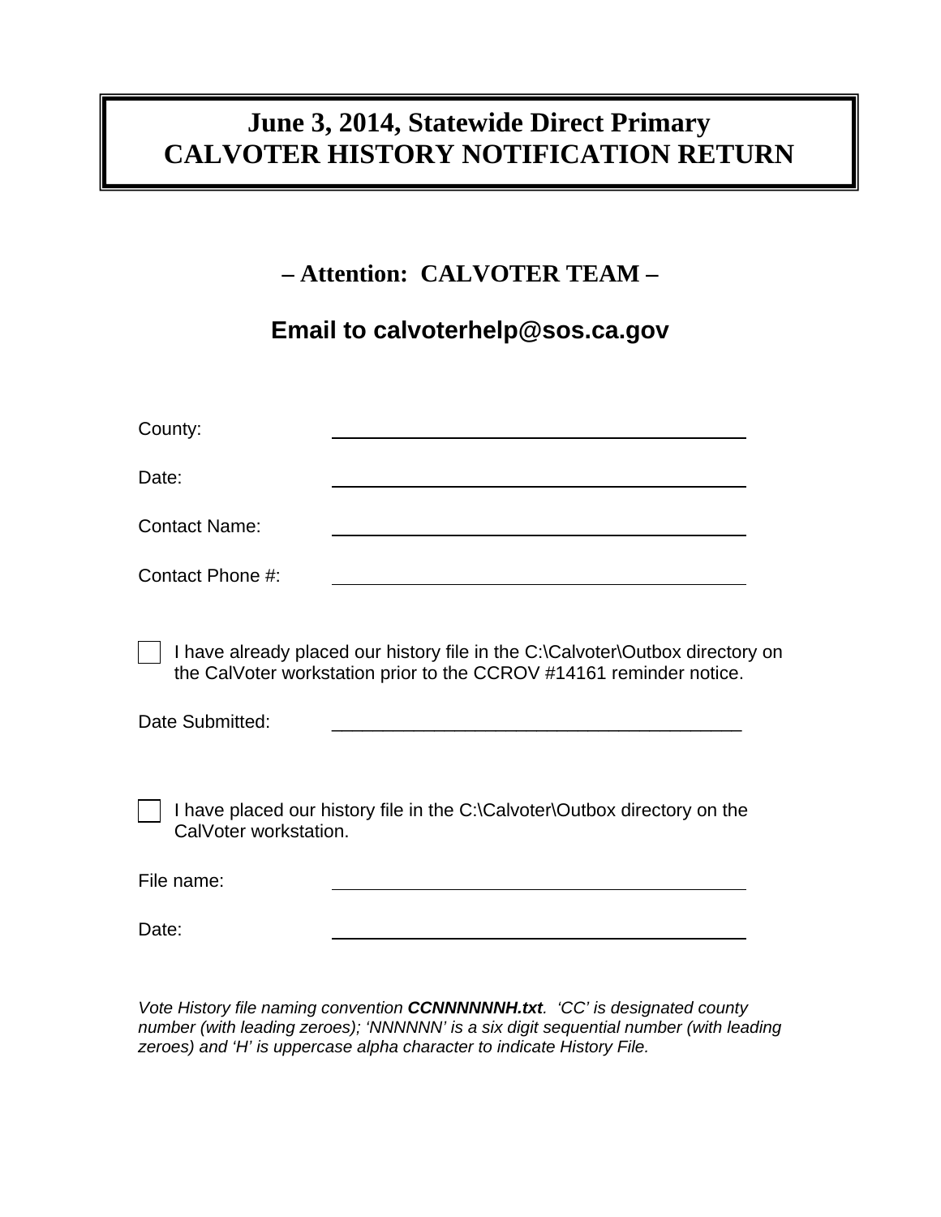# June 3, 2014, Statewide Direct Primary
# CALVOTER HISTORY NOTIFICATION RETURN

## – Attention:  CALVOTER TEAM –

## Email to calvoterhelp@sos.ca.gov

County: ________________________________________

Date: ________________________________________

Contact Name: ________________________________________

Contact Phone #: ________________________________________

☐ I have already placed our history file in the C:\Calvoter\Outbox directory on the CalVoter workstation prior to the CCROV #14161 reminder notice.

Date Submitted: ________________________________________

☐ I have placed our history file in the C:\Calvoter\Outbox directory on the CalVoter workstation.

File name: ________________________________________

Date: ________________________________________

*Vote History file naming convention **CCNNNNNNH.txt**.  'CC' is designated county number (with leading zeroes); 'NNNNNN' is a six digit sequential number (with leading zeroes) and 'H' is uppercase alpha character to indicate History File.*